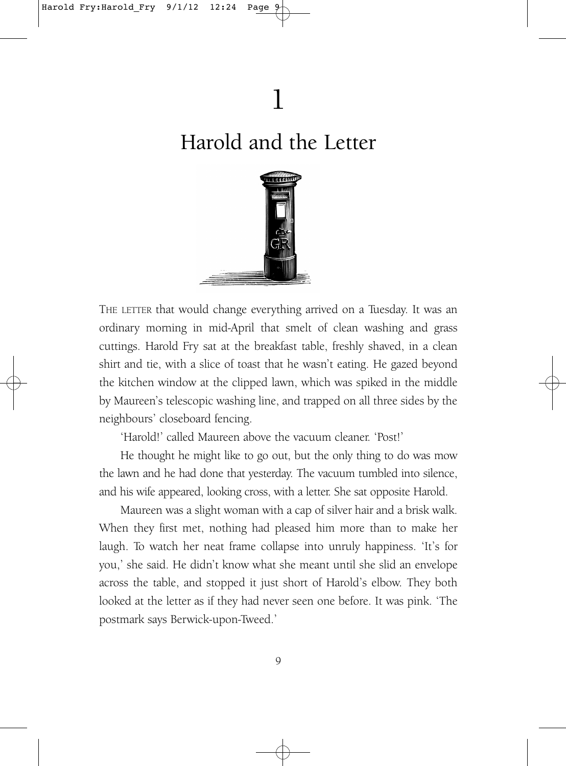# 1

# Harold and the Letter

THE LETTER that would change everything arrived on a Tuesday. It was an ordinary morning in mid-April that smelt of clean washing and grass cuttings. Harold Fry sat at the breakfast table, freshly shaved, in a clean shirt and tie, with a slice of toast that he wasn't eating. He gazed beyond the kitchen window at the clipped lawn, which was spiked in the middle by Maureen's telescopic washing line, and trapped on all three sides by the neighbours' closeboard fencing.

'Harold!' called Maureen above the vacuum cleaner. 'Post!'

He thought he might like to go out, but the only thing to do was mow the lawn and he had done that yesterday. The vacuum tumbled into silence, and his wife appeared, looking cross, with a letter. She sat opposite Harold.

Maureen was a slight woman with a cap of silver hair and a brisk walk. When they first met, nothing had pleased him more than to make her laugh. To watch her neat frame collapse into unruly happiness. 'It's for you,' she said. He didn't know what she meant until she slid an envelope across the table, and stopped it just short of Harold's elbow. They both looked at the letter as if they had never seen one before. It was pink. 'The postmark says Berwick-upon-Tweed.'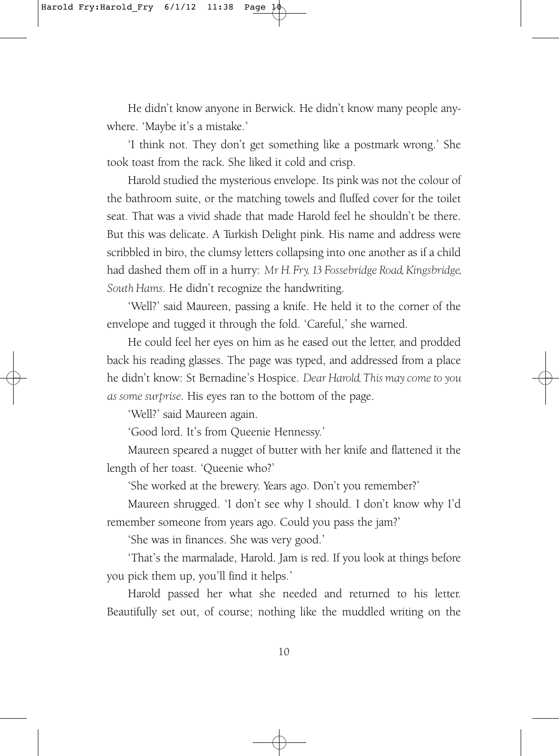He didn't know anyone in Berwick. He didn't know many people anywhere. 'Maybe it's a mistake.'

'I think not. They don't get something like a postmark wrong.' She took toast from the rack. She liked it cold and crisp.

Harold studied the mysterious envelope. Its pink was not the colour of the bathroom suite, or the matching towels and fluffed cover for the toilet seat. That was a vivid shade that made Harold feel he shouldn't be there. But this was delicate. A Turkish Delight pink. His name and address were scribbled in biro, the clumsy letters collapsing into one another as if a child had dashed them off in a hurry: *Mr H. Fry, 13 Fossebridge Road, Kingsbridge, South Hams*. He didn't recognize the handwriting.

'Well?' said Maureen, passing a knife. He held it to the corner of the envelope and tugged it through the fold. 'Careful,' she warned.

He could feel her eyes on him as he eased out the letter, and prodded back his reading glasses. The page was typed, and addressed from a place he didn't know: St Bernadine's Hospice. *Dear Harold, This may come to you as some surprise*. His eyes ran to the bottom of the page.

'Well?' said Maureen again.

'Good lord. It's from Queenie Hennessy.'

Maureen speared a nugget of butter with her knife and flattened it the length of her toast. 'Queenie who?'

'She worked at the brewery. Years ago. Don't you remember?'

Maureen shrugged. 'I don't see why I should. I don't know why I'd remember someone from years ago. Could you pass the jam?'

'She was in finances. She was very good.'

'That's the marmalade, Harold. Jam is red. If you look at things before you pick them up, you'll find it helps.'

Harold passed her what she needed and returned to his letter. Beautifully set out, of course; nothing like the muddled writing on the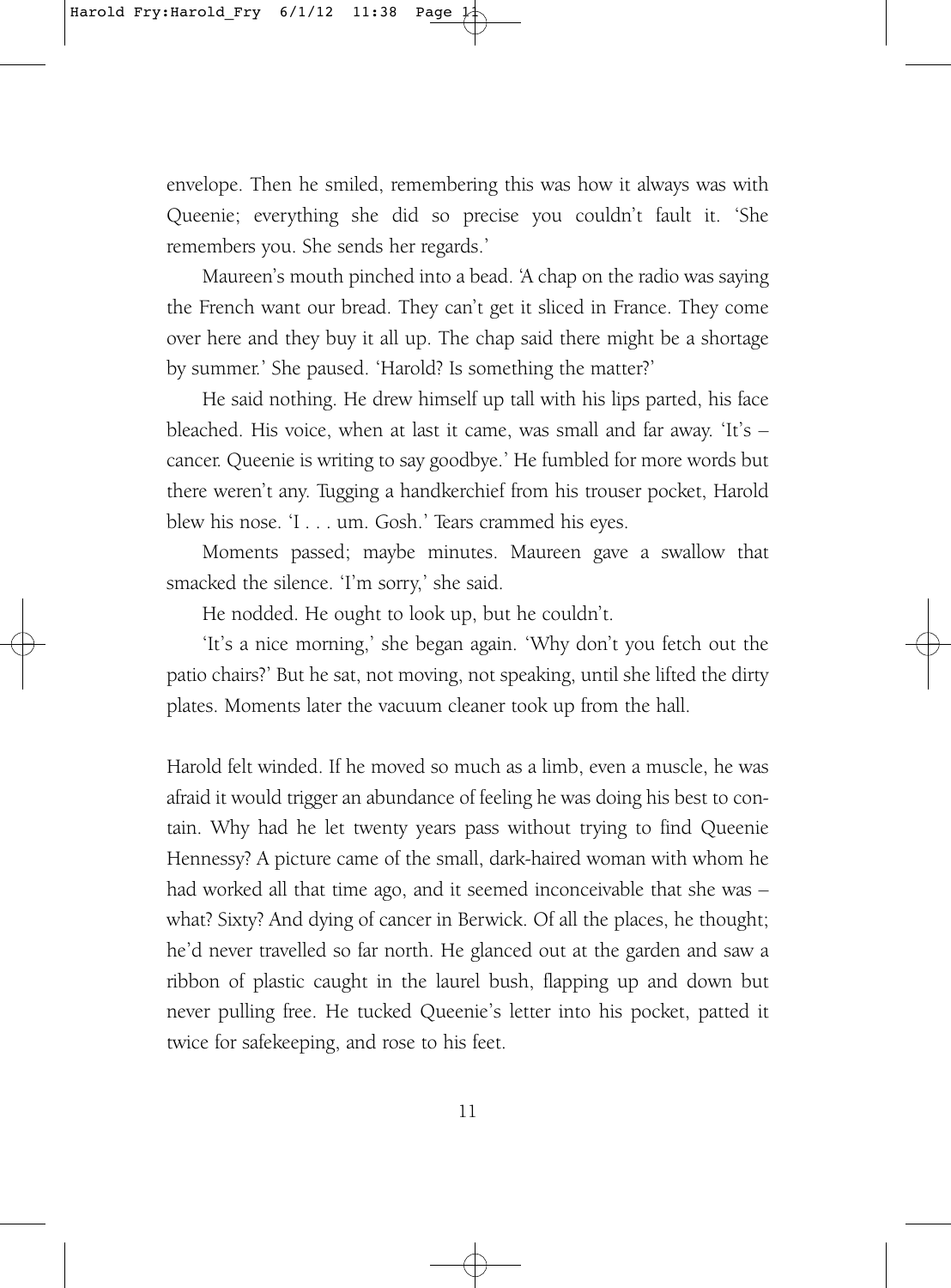envelope. Then he smiled, remembering this was how it always was with Queenie; everything she did so precise you couldn't fault it. 'She remembers you. She sends her regards.'

Maureen's mouth pinched into a bead. 'A chap on the radio was saying the French want our bread. They can't get it sliced in France. They come over here and they buy it all up. The chap said there might be a shortage by summer.' She paused. 'Harold? Is something the matter?'

He said nothing. He drew himself up tall with his lips parted, his face bleached. His voice, when at last it came, was small and far away. 'It's – cancer. Queenie is writing to say goodbye.' He fumbled for more words but there weren't any. Tugging a handkerchief from his trouser pocket, Harold blew his nose. 'I . . . um. Gosh.' Tears crammed his eyes.

Moments passed; maybe minutes. Maureen gave a swallow that smacked the silence. 'I'm sorry,' she said.

He nodded. He ought to look up, but he couldn't.

'It's a nice morning,' she began again. 'Why don't you fetch out the patio chairs?' But he sat, not moving, not speaking, until she lifted the dirty plates. Moments later the vacuum cleaner took up from the hall.

Harold felt winded. If he moved so much as a limb, even a muscle, he was afraid it would trigger an abundance of feeling he was doing his best to contain. Why had he let twenty years pass without trying to find Queenie Hennessy? A picture came of the small, dark-haired woman with whom he had worked all that time ago, and it seemed inconceivable that she was – what? Sixty? And dying of cancer in Berwick. Of all the places, he thought; he'd never travelled so far north. He glanced out at the garden and saw a ribbon of plastic caught in the laurel bush, flapping up and down but never pulling free. He tucked Queenie's letter into his pocket, patted it twice for safekeeping, and rose to his feet.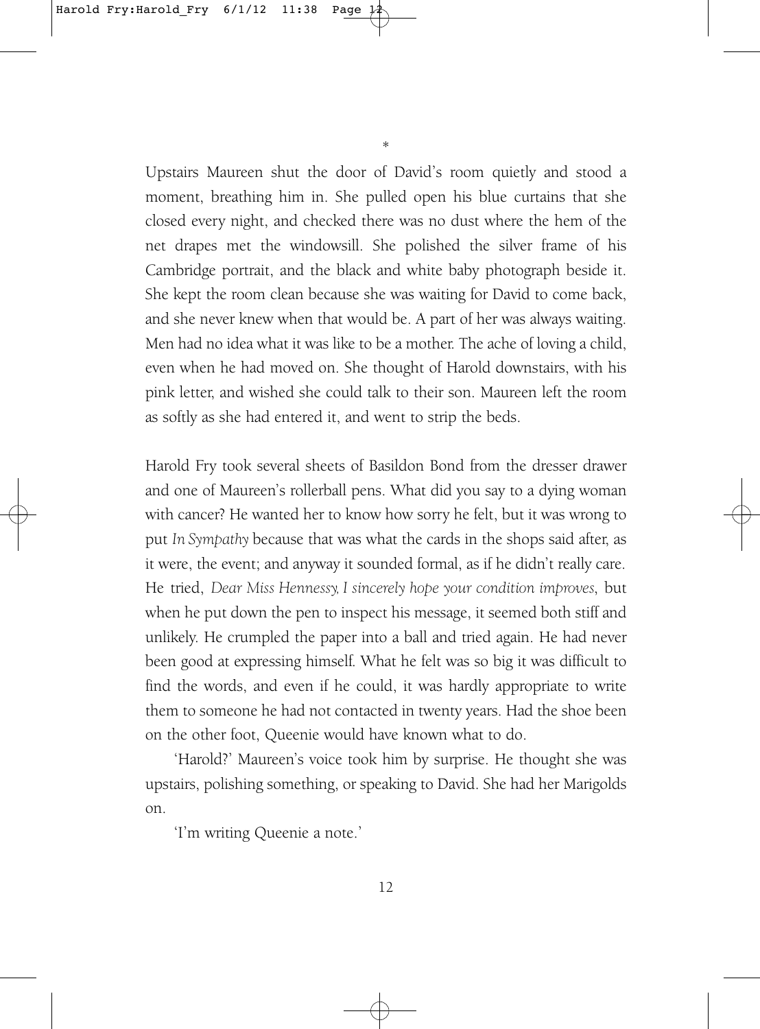*

Upstairs Maureen shut the door of David's room quietly and stood a moment, breathing him in. She pulled open his blue curtains that she closed every night, and checked there was no dust where the hem of the net drapes met the windowsill. She polished the silver frame of his Cambridge portrait, and the black and white baby photograph beside it. She kept the room clean because she was waiting for David to come back, and she never knew when that would be. A part of her was always waiting. Men had no idea what it was like to be a mother. The ache of loving a child, even when he had moved on. She thought of Harold downstairs, with his pink letter, and wished she could talk to their son. Maureen left the room as softly as she had entered it, and went to strip the beds.

Harold Fry took several sheets of Basildon Bond from the dresser drawer and one of Maureen's rollerball pens. What did you say to a dying woman with cancer? He wanted her to know how sorry he felt, but it was wrong to put *In Sympathy* because that was what the cards in the shops said after, as it were, the event; and anyway it sounded formal, as if he didn't really care. He tried, *Dear Miss Hennessy, I sincerely hope your condition improves*, but when he put down the pen to inspect his message, it seemed both stiff and unlikely. He crumpled the paper into a ball and tried again. He had never been good at expressing himself. What he felt was so big it was difficult to find the words, and even if he could, it was hardly appropriate to write them to someone he had not contacted in twenty years. Had the shoe been on the other foot, Queenie would have known what to do.

'Harold?' Maureen's voice took him by surprise. He thought she was upstairs, polishing something, or speaking to David. She had her Marigolds on.

'I'm writing Queenie a note.'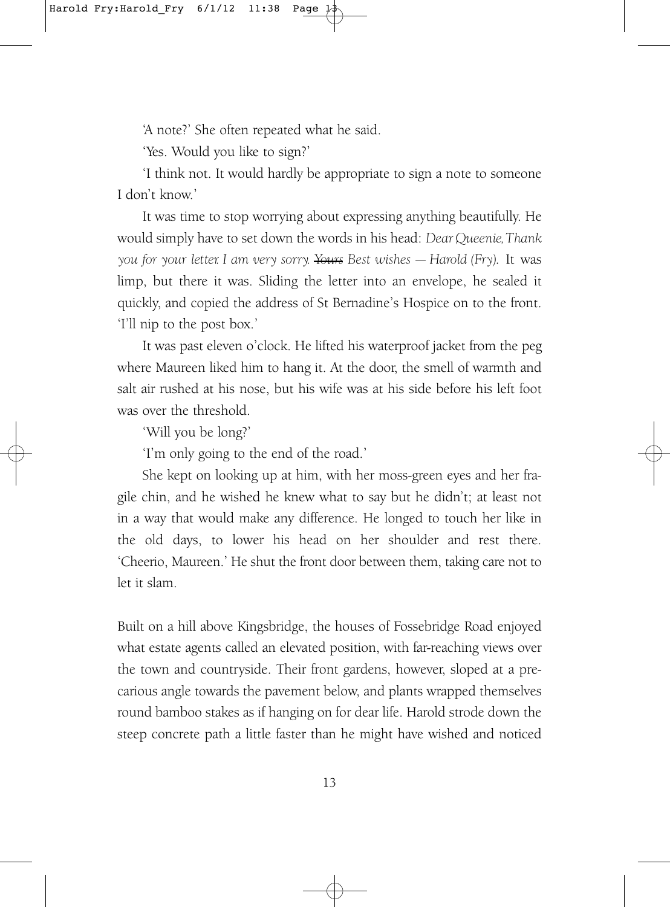'A note?' She often repeated what he said.

'Yes. Would you like to sign?'

'I think not. It would hardly be appropriate to sign a note to someone I don't know.'

It was time to stop worrying about expressing anything beautifully. He would simply have to set down the words in his head: *Dear Queenie, Thank you for your letter. I am very sorry. ~~Yours~~ Best wishes – Harold (Fry).* It was limp, but there it was. Sliding the letter into an envelope, he sealed it quickly, and copied the address of St Bernadine's Hospice on to the front. 'I'll nip to the post box.'

It was past eleven o'clock. He lifted his waterproof jacket from the peg where Maureen liked him to hang it. At the door, the smell of warmth and salt air rushed at his nose, but his wife was at his side before his left foot was over the threshold.

'Will you be long?'

'I'm only going to the end of the road.'

She kept on looking up at him, with her moss-green eyes and her fragile chin, and he wished he knew what to say but he didn't; at least not in a way that would make any difference. He longed to touch her like in the old days, to lower his head on her shoulder and rest there. 'Cheerio, Maureen.' He shut the front door between them, taking care not to let it slam.

Built on a hill above Kingsbridge, the houses of Fossebridge Road enjoyed what estate agents called an elevated position, with far-reaching views over the town and countryside. Their front gardens, however, sloped at a precarious angle towards the pavement below, and plants wrapped themselves round bamboo stakes as if hanging on for dear life. Harold strode down the steep concrete path a little faster than he might have wished and noticed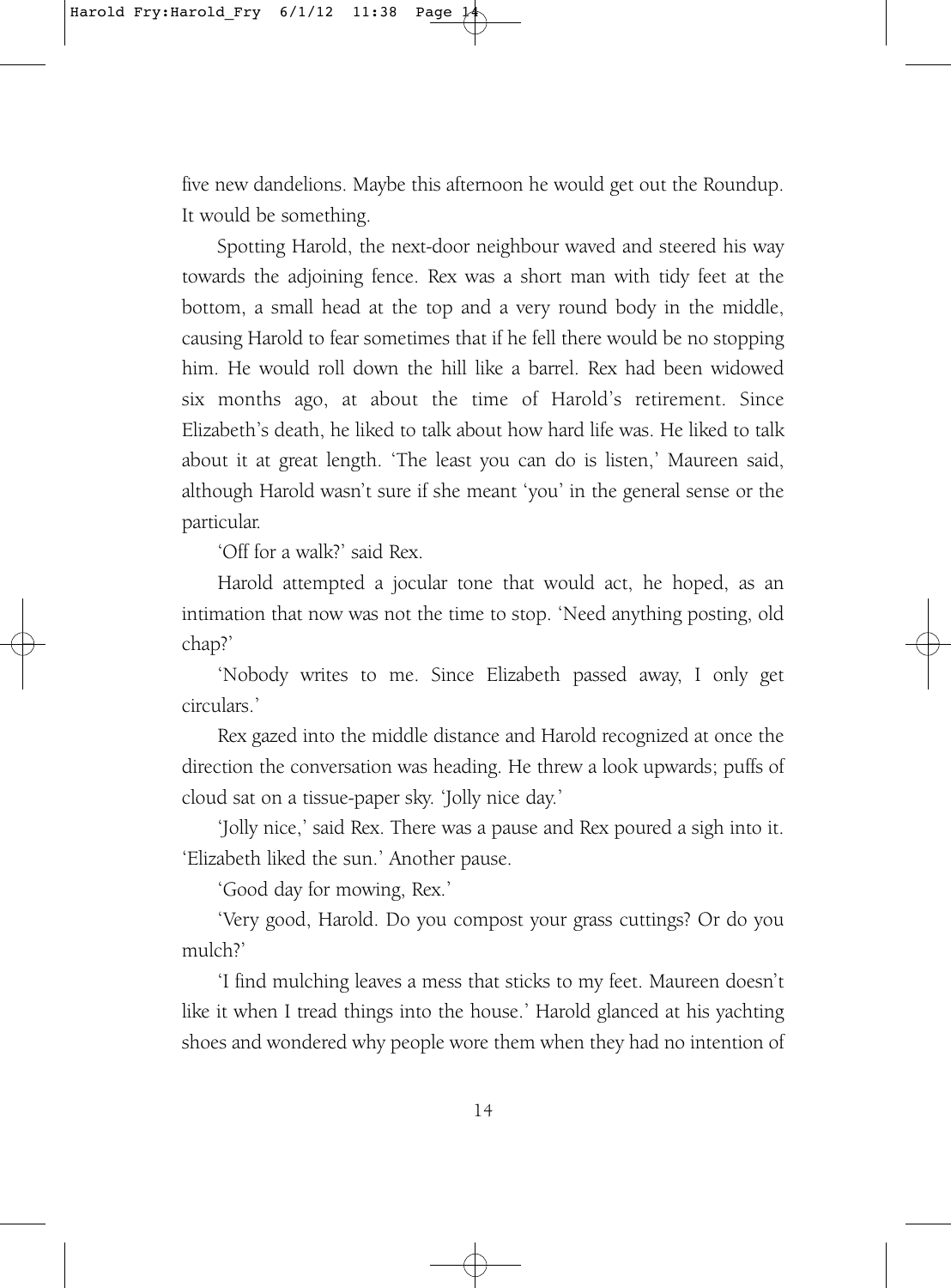five new dandelions. Maybe this afternoon he would get out the Roundup. It would be something.

Spotting Harold, the next-door neighbour waved and steered his way towards the adjoining fence. Rex was a short man with tidy feet at the bottom, a small head at the top and a very round body in the middle, causing Harold to fear sometimes that if he fell there would be no stopping him. He would roll down the hill like a barrel. Rex had been widowed six months ago, at about the time of Harold's retirement. Since Elizabeth's death, he liked to talk about how hard life was. He liked to talk about it at great length. 'The least you can do is listen,' Maureen said, although Harold wasn't sure if she meant 'you' in the general sense or the particular.

'Off for a walk?' said Rex.

Harold attempted a jocular tone that would act, he hoped, as an intimation that now was not the time to stop. 'Need anything posting, old chap?'

'Nobody writes to me. Since Elizabeth passed away, I only get circulars.'

Rex gazed into the middle distance and Harold recognized at once the direction the conversation was heading. He threw a look upwards; puffs of cloud sat on a tissue-paper sky. 'Jolly nice day.'

'Jolly nice,' said Rex. There was a pause and Rex poured a sigh into it. 'Elizabeth liked the sun.' Another pause.

'Good day for mowing, Rex.'

'Very good, Harold. Do you compost your grass cuttings? Or do you mulch?'

'I find mulching leaves a mess that sticks to my feet. Maureen doesn't like it when I tread things into the house.' Harold glanced at his yachting shoes and wondered why people wore them when they had no intention of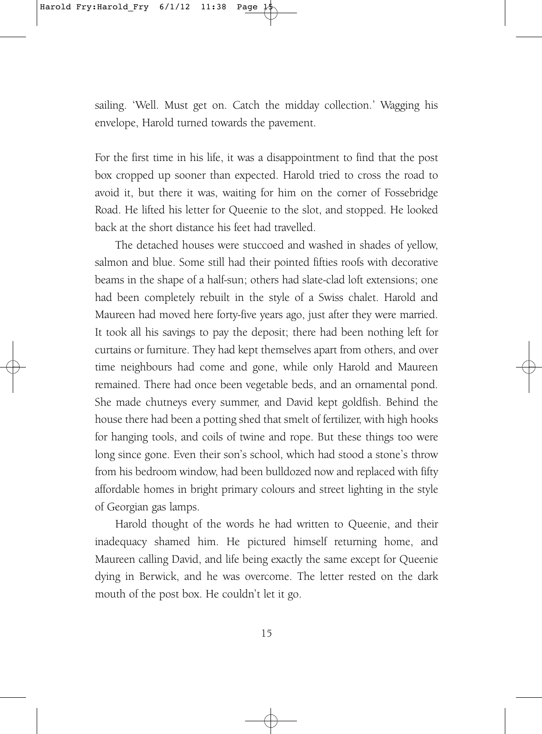sailing. 'Well. Must get on. Catch the midday collection.' Wagging his envelope, Harold turned towards the pavement.

For the first time in his life, it was a disappointment to find that the post box cropped up sooner than expected. Harold tried to cross the road to avoid it, but there it was, waiting for him on the corner of Fossebridge Road. He lifted his letter for Queenie to the slot, and stopped. He looked back at the short distance his feet had travelled.

The detached houses were stuccoed and washed in shades of yellow, salmon and blue. Some still had their pointed fifties roofs with decorative beams in the shape of a half-sun; others had slate-clad loft extensions; one had been completely rebuilt in the style of a Swiss chalet. Harold and Maureen had moved here forty-five years ago, just after they were married. It took all his savings to pay the deposit; there had been nothing left for curtains or furniture. They had kept themselves apart from others, and over time neighbours had come and gone, while only Harold and Maureen remained. There had once been vegetable beds, and an ornamental pond. She made chutneys every summer, and David kept goldfish. Behind the house there had been a potting shed that smelt of fertilizer, with high hooks for hanging tools, and coils of twine and rope. But these things too were long since gone. Even their son's school, which had stood a stone's throw from his bedroom window, had been bulldozed now and replaced with fifty affordable homes in bright primary colours and street lighting in the style of Georgian gas lamps.

Harold thought of the words he had written to Queenie, and their inadequacy shamed him. He pictured himself returning home, and Maureen calling David, and life being exactly the same except for Queenie dying in Berwick, and he was overcome. The letter rested on the dark mouth of the post box. He couldn't let it go.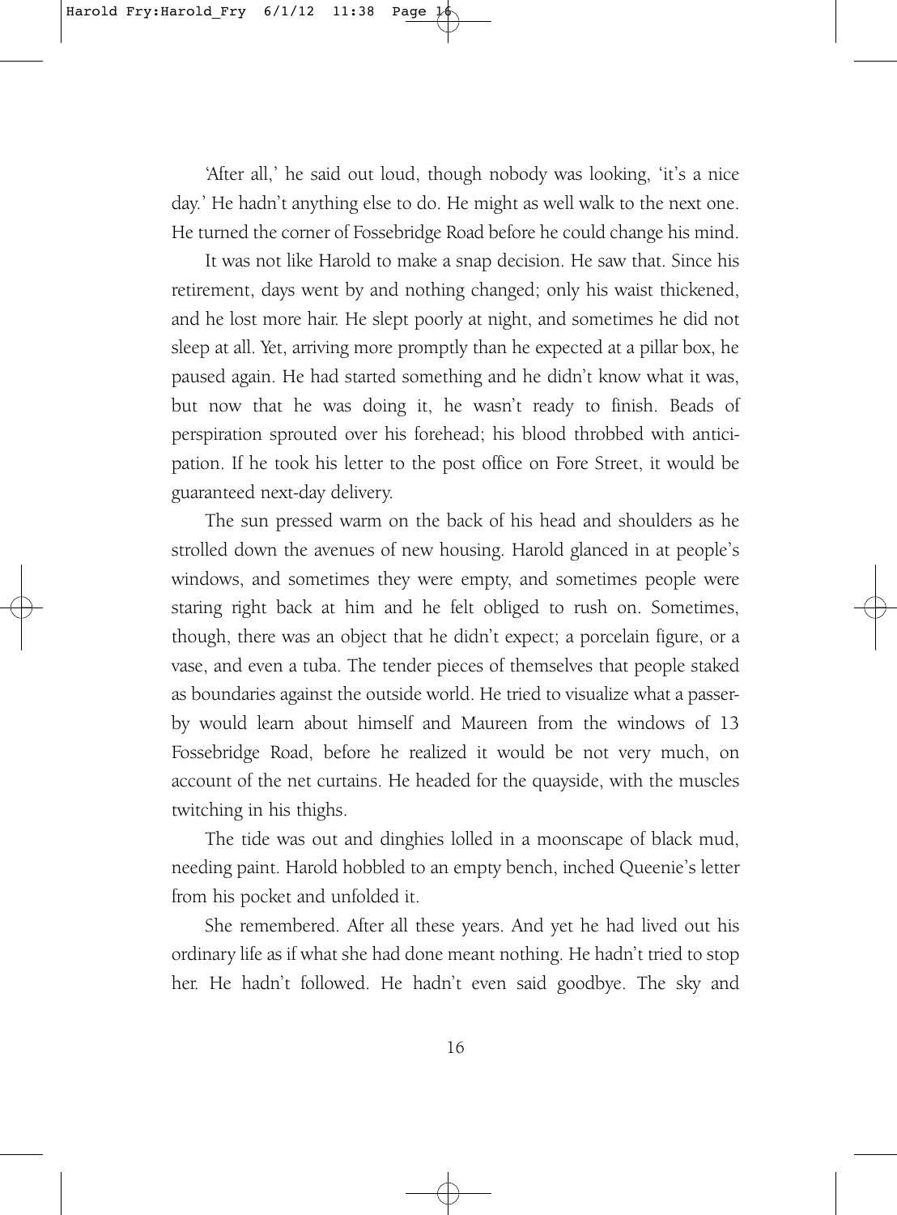'After all,' he said out loud, though nobody was looking, 'it's a nice day.' He hadn't anything else to do. He might as well walk to the next one. He turned the corner of Fossebridge Road before he could change his mind.

It was not like Harold to make a snap decision. He saw that. Since his retirement, days went by and nothing changed; only his waist thickened, and he lost more hair. He slept poorly at night, and sometimes he did not sleep at all. Yet, arriving more promptly than he expected at a pillar box, he paused again. He had started something and he didn't know what it was, but now that he was doing it, he wasn't ready to finish. Beads of perspiration sprouted over his forehead; his blood throbbed with anticipation. If he took his letter to the post office on Fore Street, it would be guaranteed next-day delivery.

The sun pressed warm on the back of his head and shoulders as he strolled down the avenues of new housing. Harold glanced in at people's windows, and sometimes they were empty, and sometimes people were staring right back at him and he felt obliged to rush on. Sometimes, though, there was an object that he didn't expect; a porcelain figure, or a vase, and even a tuba. The tender pieces of themselves that people staked as boundaries against the outside world. He tried to visualize what a passer-by would learn about himself and Maureen from the windows of 13 Fossebridge Road, before he realized it would be not very much, on account of the net curtains. He headed for the quayside, with the muscles twitching in his thighs.

The tide was out and dinghies lolled in a moonscape of black mud, needing paint. Harold hobbled to an empty bench, inched Queenie's letter from his pocket and unfolded it.

She remembered. After all these years. And yet he had lived out his ordinary life as if what she had done meant nothing. He hadn't tried to stop her. He hadn't followed. He hadn't even said goodbye. The sky and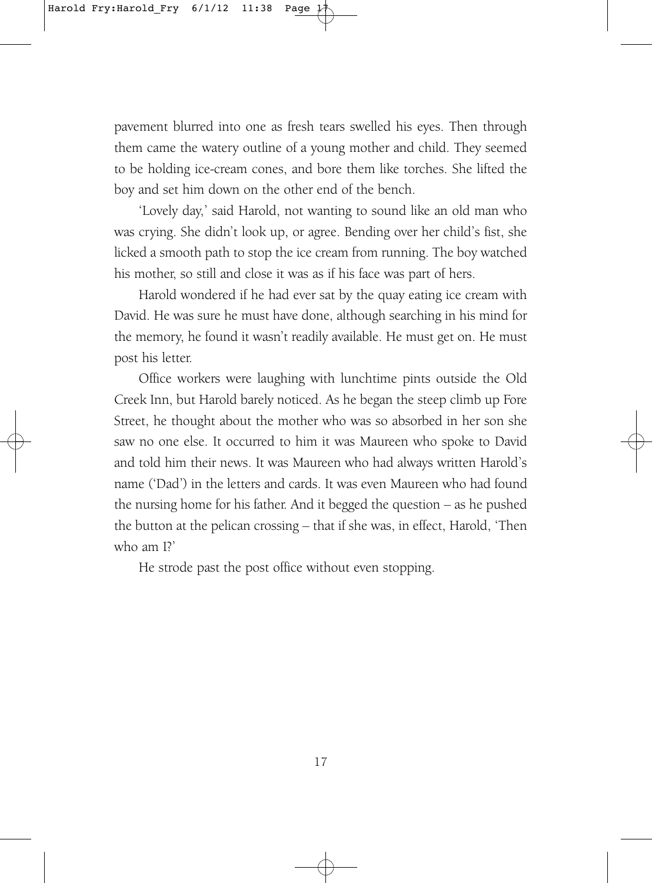pavement blurred into one as fresh tears swelled his eyes. Then through them came the watery outline of a young mother and child. They seemed to be holding ice-cream cones, and bore them like torches. She lifted the boy and set him down on the other end of the bench.

'Lovely day,' said Harold, not wanting to sound like an old man who was crying. She didn't look up, or agree. Bending over her child's fist, she licked a smooth path to stop the ice cream from running. The boy watched his mother, so still and close it was as if his face was part of hers.

Harold wondered if he had ever sat by the quay eating ice cream with David. He was sure he must have done, although searching in his mind for the memory, he found it wasn't readily available. He must get on. He must post his letter.

Office workers were laughing with lunchtime pints outside the Old Creek Inn, but Harold barely noticed. As he began the steep climb up Fore Street, he thought about the mother who was so absorbed in her son she saw no one else. It occurred to him it was Maureen who spoke to David and told him their news. It was Maureen who had always written Harold's name ('Dad') in the letters and cards. It was even Maureen who had found the nursing home for his father. And it begged the question – as he pushed the button at the pelican crossing – that if she was, in effect, Harold, 'Then who am I?'

He strode past the post office without even stopping.